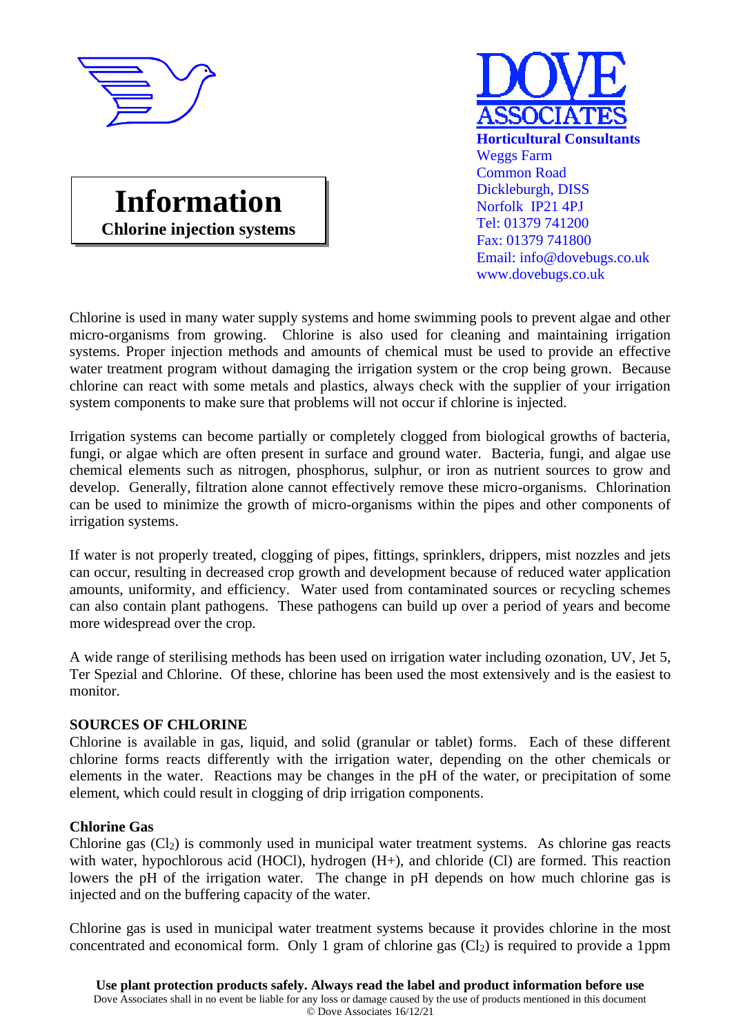DOVE ASSOCIATES

**Horticultural Consultants**
Weggs Farm
Common Road
Dickleburgh, DISS
Norfolk IP21 4PJ
Tel: 01379 741200
Fax: 01379 741800
Email: info@dovebugs.co.uk
www.dovebugs.co.uk

# Information

## Chlorine injection systems

Chlorine is used in many water supply systems and home swimming pools to prevent algae and other micro-organisms from growing. Chlorine is also used for cleaning and maintaining irrigation systems. Proper injection methods and amounts of chemical must be used to provide an effective water treatment program without damaging the irrigation system or the crop being grown. Because chlorine can react with some metals and plastics, always check with the supplier of your irrigation system components to make sure that problems will not occur if chlorine is injected.

Irrigation systems can become partially or completely clogged from biological growths of bacteria, fungi, or algae which are often present in surface and ground water. Bacteria, fungi, and algae use chemical elements such as nitrogen, phosphorus, sulphur, or iron as nutrient sources to grow and develop. Generally, filtration alone cannot effectively remove these micro-organisms. Chlorination can be used to minimize the growth of micro-organisms within the pipes and other components of irrigation systems.

If water is not properly treated, clogging of pipes, fittings, sprinklers, drippers, mist nozzles and jets can occur, resulting in decreased crop growth and development because of reduced water application amounts, uniformity, and efficiency. Water used from contaminated sources or recycling schemes can also contain plant pathogens. These pathogens can build up over a period of years and become more widespread over the crop.

A wide range of sterilising methods has been used on irrigation water including ozonation, UV, Jet 5, Ter Spezial and Chlorine. Of these, chlorine has been used the most extensively and is the easiest to monitor.

### SOURCES OF CHLORINE

Chlorine is available in gas, liquid, and solid (granular or tablet) forms. Each of these different chlorine forms reacts differently with the irrigation water, depending on the other chemicals or elements in the water. Reactions may be changes in the pH of the water, or precipitation of some element, which could result in clogging of drip irrigation components.

### Chlorine Gas

Chlorine gas ($Cl_2$) is commonly used in municipal water treatment systems. As chlorine gas reacts with water, hypochlorous acid (HOCl), hydrogen (H+), and chloride (Cl) are formed. This reaction lowers the pH of the irrigation water. The change in pH depends on how much chlorine gas is injected and on the buffering capacity of the water.

Chlorine gas is used in municipal water treatment systems because it provides chlorine in the most concentrated and economical form. Only 1 gram of chlorine gas ($Cl_2$) is required to provide a 1ppm

**Use plant protection products safely. Always read the label and product information before use**
Dove Associates shall in no event be liable for any loss or damage caused by the use of products mentioned in this document
© Dove Associates 16/12/21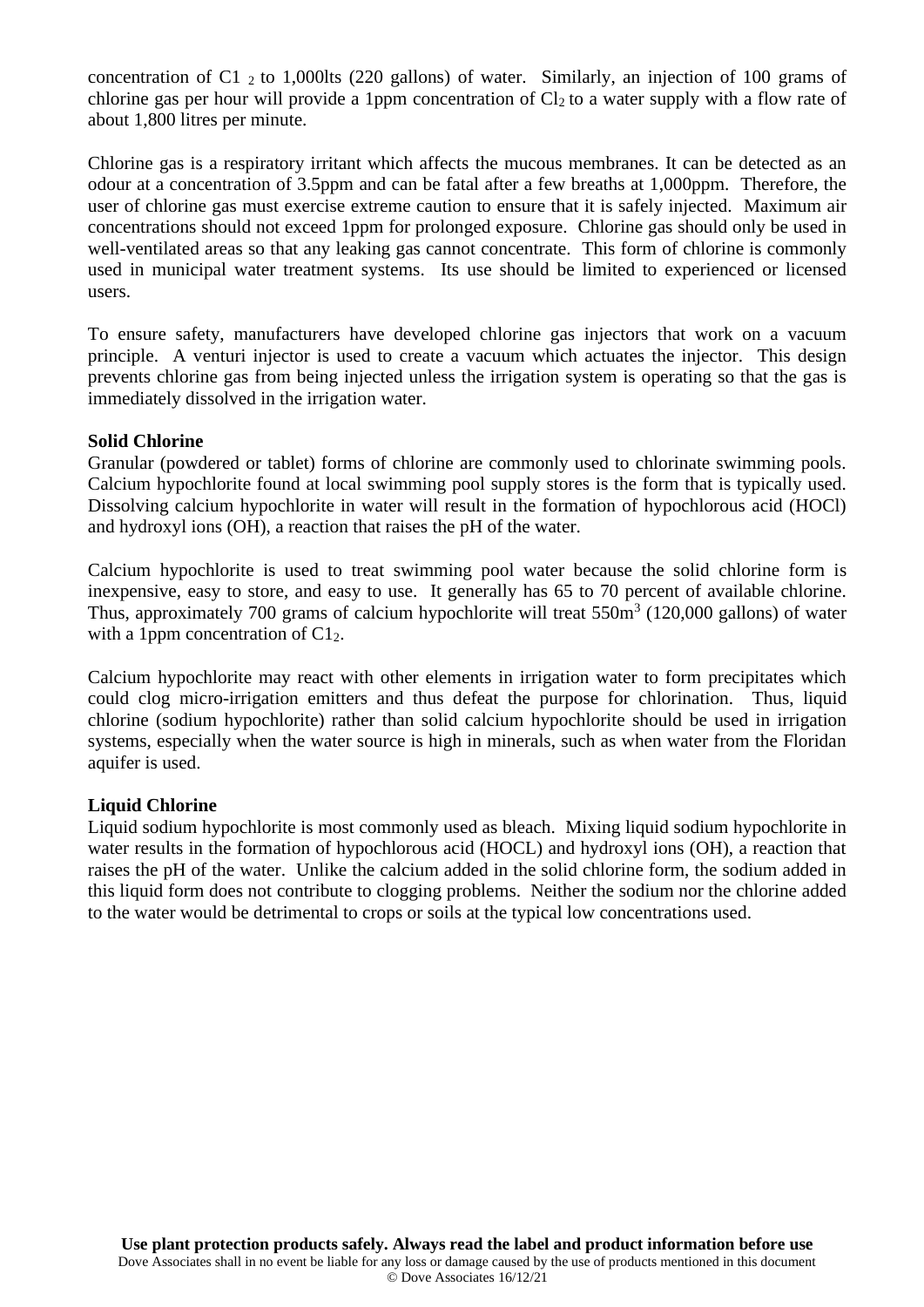concentration of $C1_2$ to 1,000lts (220 gallons) of water. Similarly, an injection of 100 grams of chlorine gas per hour will provide a 1ppm concentration of $Cl_2$ to a water supply with a flow rate of about 1,800 litres per minute.

Chlorine gas is a respiratory irritant which affects the mucous membranes. It can be detected as an odour at a concentration of 3.5ppm and can be fatal after a few breaths at 1,000ppm. Therefore, the user of chlorine gas must exercise extreme caution to ensure that it is safely injected. Maximum air concentrations should not exceed 1ppm for prolonged exposure. Chlorine gas should only be used in well-ventilated areas so that any leaking gas cannot concentrate. This form of chlorine is commonly used in municipal water treatment systems. Its use should be limited to experienced or licensed users.

To ensure safety, manufacturers have developed chlorine gas injectors that work on a vacuum principle. A venturi injector is used to create a vacuum which actuates the injector. This design prevents chlorine gas from being injected unless the irrigation system is operating so that the gas is immediately dissolved in the irrigation water.

**Solid Chlorine**

Granular (powdered or tablet) forms of chlorine are commonly used to chlorinate swimming pools. Calcium hypochlorite found at local swimming pool supply stores is the form that is typically used. Dissolving calcium hypochlorite in water will result in the formation of hypochlorous acid (HOCl) and hydroxyl ions (OH), a reaction that raises the pH of the water.

Calcium hypochlorite is used to treat swimming pool water because the solid chlorine form is inexpensive, easy to store, and easy to use. It generally has 65 to 70 percent of available chlorine. Thus, approximately 700 grams of calcium hypochlorite will treat 550m$^3$ (120,000 gallons) of water with a 1ppm concentration of $C1_2$.

Calcium hypochlorite may react with other elements in irrigation water to form precipitates which could clog micro-irrigation emitters and thus defeat the purpose for chlorination. Thus, liquid chlorine (sodium hypochlorite) rather than solid calcium hypochlorite should be used in irrigation systems, especially when the water source is high in minerals, such as when water from the Floridan aquifer is used.

**Liquid Chlorine**

Liquid sodium hypochlorite is most commonly used as bleach. Mixing liquid sodium hypochlorite in water results in the formation of hypochlorous acid (HOCL) and hydroxyl ions (OH), a reaction that raises the pH of the water. Unlike the calcium added in the solid chlorine form, the sodium added in this liquid form does not contribute to clogging problems. Neither the sodium nor the chlorine added to the water would be detrimental to crops or soils at the typical low concentrations used.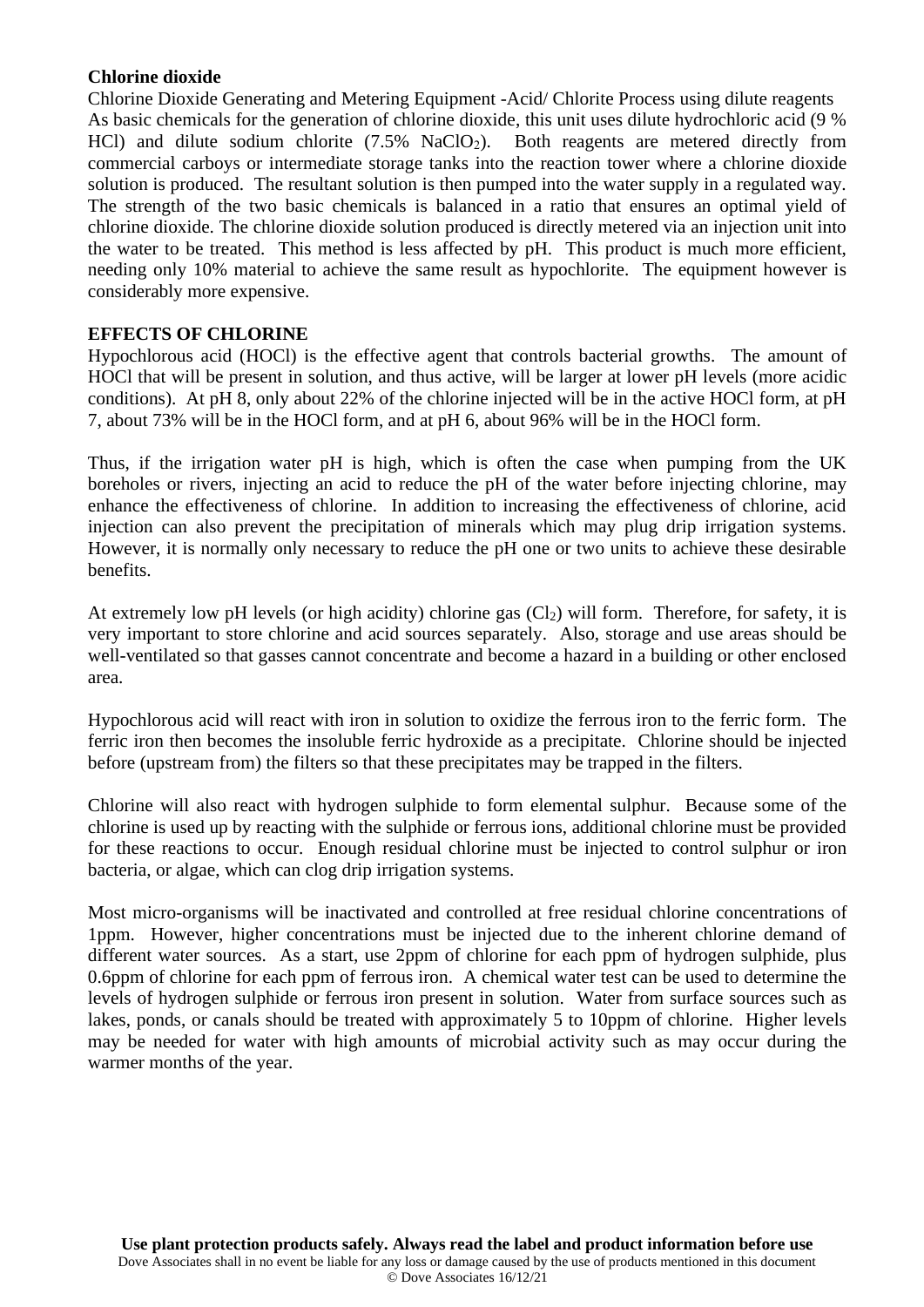**Chlorine dioxide**

Chlorine Dioxide Generating and Metering Equipment -Acid/ Chlorite Process using dilute reagents

As basic chemicals for the generation of chlorine dioxide, this unit uses dilute hydrochloric acid (9 % HCl) and dilute sodium chlorite (7.5% $NaClO_2$). Both reagents are metered directly from commercial carboys or intermediate storage tanks into the reaction tower where a chlorine dioxide solution is produced. The resultant solution is then pumped into the water supply in a regulated way. The strength of the two basic chemicals is balanced in a ratio that ensures an optimal yield of chlorine dioxide. The chlorine dioxide solution produced is directly metered via an injection unit into the water to be treated. This method is less affected by pH. This product is much more efficient, needing only 10% material to achieve the same result as hypochlorite. The equipment however is considerably more expensive.

**EFFECTS OF CHLORINE**

Hypochlorous acid (HOCl) is the effective agent that controls bacterial growths. The amount of HOCl that will be present in solution, and thus active, will be larger at lower pH levels (more acidic conditions). At pH 8, only about 22% of the chlorine injected will be in the active HOCl form, at pH 7, about 73% will be in the HOCl form, and at pH 6, about 96% will be in the HOCl form.

Thus, if the irrigation water pH is high, which is often the case when pumping from the UK boreholes or rivers, injecting an acid to reduce the pH of the water before injecting chlorine, may enhance the effectiveness of chlorine. In addition to increasing the effectiveness of chlorine, acid injection can also prevent the precipitation of minerals which may plug drip irrigation systems. However, it is normally only necessary to reduce the pH one or two units to achieve these desirable benefits.

At extremely low pH levels (or high acidity) chlorine gas ($Cl_2$) will form. Therefore, for safety, it is very important to store chlorine and acid sources separately. Also, storage and use areas should be well-ventilated so that gasses cannot concentrate and become a hazard in a building or other enclosed area.

Hypochlorous acid will react with iron in solution to oxidize the ferrous iron to the ferric form. The ferric iron then becomes the insoluble ferric hydroxide as a precipitate. Chlorine should be injected before (upstream from) the filters so that these precipitates may be trapped in the filters.

Chlorine will also react with hydrogen sulphide to form elemental sulphur. Because some of the chlorine is used up by reacting with the sulphide or ferrous ions, additional chlorine must be provided for these reactions to occur. Enough residual chlorine must be injected to control sulphur or iron bacteria, or algae, which can clog drip irrigation systems.

Most micro-organisms will be inactivated and controlled at free residual chlorine concentrations of 1ppm. However, higher concentrations must be injected due to the inherent chlorine demand of different water sources. As a start, use 2ppm of chlorine for each ppm of hydrogen sulphide, plus 0.6ppm of chlorine for each ppm of ferrous iron. A chemical water test can be used to determine the levels of hydrogen sulphide or ferrous iron present in solution. Water from surface sources such as lakes, ponds, or canals should be treated with approximately 5 to 10ppm of chlorine. Higher levels may be needed for water with high amounts of microbial activity such as may occur during the warmer months of the year.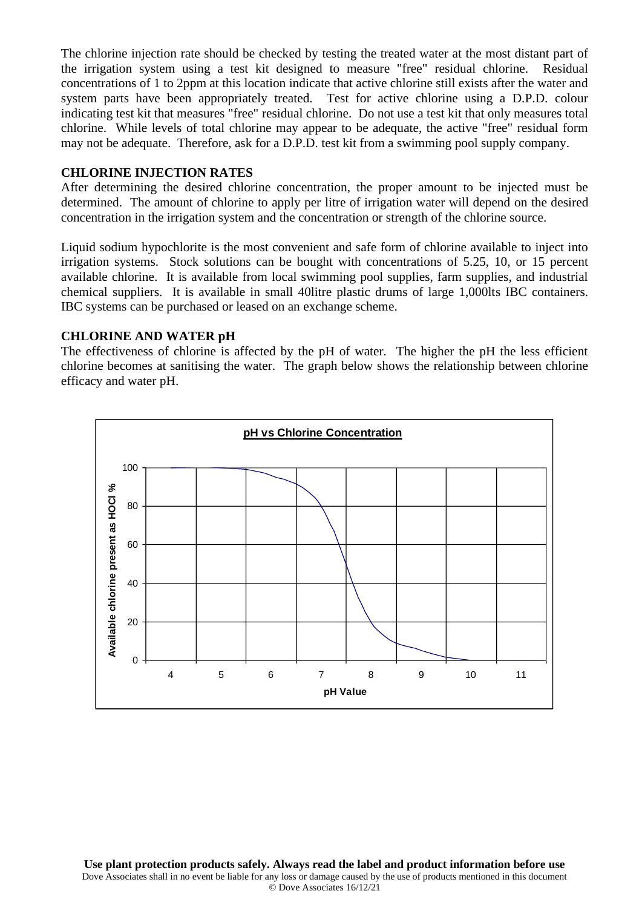The chlorine injection rate should be checked by testing the treated water at the most distant part of the irrigation system using a test kit designed to measure "free" residual chlorine. Residual concentrations of 1 to 2ppm at this location indicate that active chlorine still exists after the water and system parts have been appropriately treated. Test for active chlorine using a D.P.D. colour indicating test kit that measures "free" residual chlorine. Do not use a test kit that only measures total chlorine. While levels of total chlorine may appear to be adequate, the active "free" residual form may not be adequate. Therefore, ask for a D.P.D. test kit from a swimming pool supply company.

**CHLORINE INJECTION RATES**

After determining the desired chlorine concentration, the proper amount to be injected must be determined. The amount of chlorine to apply per litre of irrigation water will depend on the desired concentration in the irrigation system and the concentration or strength of the chlorine source.

Liquid sodium hypochlorite is the most convenient and safe form of chlorine available to inject into irrigation systems. Stock solutions can be bought with concentrations of 5.25, 10, or 15 percent available chlorine. It is available from local swimming pool supplies, farm supplies, and industrial chemical suppliers. It is available in small 40litre plastic drums of large 1,000lts IBC containers. IBC systems can be purchased or leased on an exchange scheme.

**CHLORINE AND WATER pH**

The effectiveness of chlorine is affected by the pH of water. The higher the pH the less efficient chlorine becomes at sanitising the water. The graph below shows the relationship between chlorine efficacy and water pH.

**pH vs Chlorine Concentration**

(Graph: y-axis "Available chlorine present as HOCl %" from 0 to 100; x-axis "pH Value" from 4 to 11)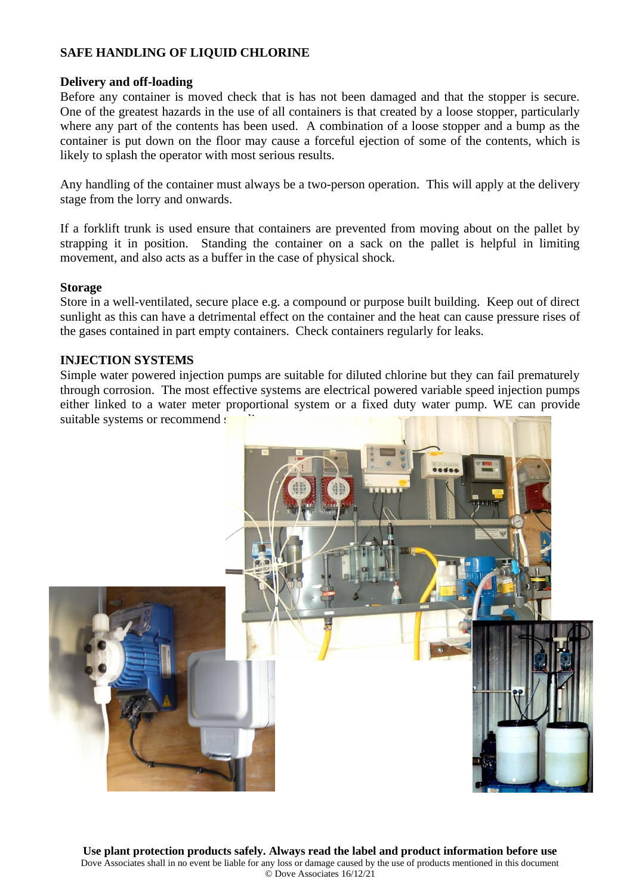**SAFE HANDLING OF LIQUID CHLORINE**

**Delivery and off-loading**

Before any container is moved check that is has not been damaged and that the stopper is secure. One of the greatest hazards in the use of all containers is that created by a loose stopper, particularly where any part of the contents has been used. A combination of a loose stopper and a bump as the container is put down on the floor may cause a forceful ejection of some of the contents, which is likely to splash the operator with most serious results.

Any handling of the container must always be a two-person operation. This will apply at the delivery stage from the lorry and onwards.

If a forklift trunk is used ensure that containers are prevented from moving about on the pallet by strapping it in position. Standing the container on a sack on the pallet is helpful in limiting movement, and also acts as a buffer in the case of physical shock.

**Storage**

Store in a well-ventilated, secure place e.g. a compound or purpose built building. Keep out of direct sunlight as this can have a detrimental effect on the container and the heat can cause pressure rises of the gases contained in part empty containers. Check containers regularly for leaks.

**INJECTION SYSTEMS**

Simple water powered injection pumps are suitable for diluted chlorine but they can fail prematurely through corrosion. The most effective systems are electrical powered variable speed injection pumps either linked to a water meter proportional system or a fixed duty water pump. WE can provide suitable systems or recommend s

**Use plant protection products safely. Always read the label and product information before use**

Dove Associates shall in no event be liable for any loss or damage caused by the use of products mentioned in this document

© Dove Associates 16/12/21